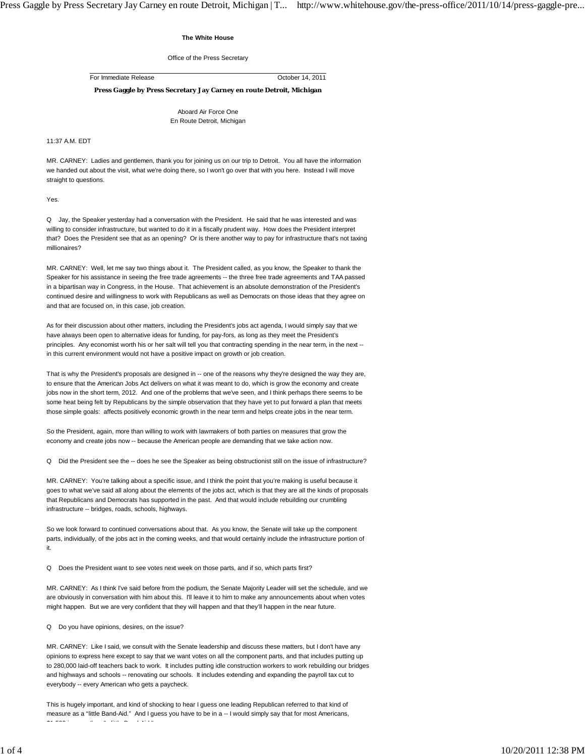**The White House**

Office of the Press Secretary

For Immediate Release October 14, 2011

**Press Gaggle by Press Secretary Jay Carney en route Detroit, Michigan**

Aboard Air Force One
En Route Detroit, Michigan

11:37 A.M. EDT

MR. CARNEY: Ladies and gentlemen, thank you for joining us on our trip to Detroit. You all have the information we handed out about the visit, what we're doing there, so I won't go over that with you here. Instead I will move straight to questions.

Yes.

Q Jay, the Speaker yesterday had a conversation with the President. He said that he was interested and was willing to consider infrastructure, but wanted to do it in a fiscally prudent way. How does the President interpret that? Does the President see that as an opening? Or is there another way to pay for infrastructure that's not taxing millionaires?

MR. CARNEY: Well, let me say two things about it. The President called, as you know, the Speaker to thank the Speaker for his assistance in seeing the free trade agreements -- the three free trade agreements and TAA passed in a bipartisan way in Congress, in the House. That achievement is an absolute demonstration of the President's continued desire and willingness to work with Republicans as well as Democrats on those ideas that they agree on and that are focused on, in this case, job creation.

As for their discussion about other matters, including the President's jobs act agenda, I would simply say that we have always been open to alternative ideas for funding, for pay-fors, as long as they meet the President's principles. Any economist worth his or her salt will tell you that contracting spending in the near term, in the next -- in this current environment would not have a positive impact on growth or job creation.

That is why the President's proposals are designed in -- one of the reasons why they're designed the way they are, to ensure that the American Jobs Act delivers on what it was meant to do, which is grow the economy and create jobs now in the short term, 2012. And one of the problems that we've seen, and I think perhaps there seems to be some heat being felt by Republicans by the simple observation that they have yet to put forward a plan that meets those simple goals: affects positively economic growth in the near term and helps create jobs in the near term.

So the President, again, more than willing to work with lawmakers of both parties on measures that grow the economy and create jobs now -- because the American people are demanding that we take action now.

Q Did the President see the -- does he see the Speaker as being obstructionist still on the issue of infrastructure?

MR. CARNEY: You're talking about a specific issue, and I think the point that you're making is useful because it goes to what we've said all along about the elements of the jobs act, which is that they are all the kinds of proposals that Republicans and Democrats has supported in the past. And that would include rebuilding our crumbling infrastructure -- bridges, roads, schools, highways.

So we look forward to continued conversations about that. As you know, the Senate will take up the component parts, individually, of the jobs act in the coming weeks, and that would certainly include the infrastructure portion of it.

Q Does the President want to see votes next week on those parts, and if so, which parts first?

MR. CARNEY: As I think I've said before from the podium, the Senate Majority Leader will set the schedule, and we are obviously in conversation with him about this. I'll leave it to him to make any announcements about when votes might happen. But we are very confident that they will happen and that they'll happen in the near future.

Q Do you have opinions, desires, on the issue?

MR. CARNEY: Like I said, we consult with the Senate leadership and discuss these matters, but I don't have any opinions to express here except to say that we want votes on all the component parts, and that includes putting up to 280,000 laid-off teachers back to work. It includes putting idle construction workers to work rebuilding our bridges and highways and schools -- renovating our schools. It includes extending and expanding the payroll tax cut to everybody -- every American who gets a paycheck.

This is hugely important, and kind of shocking to hear I guess one leading Republican referred to that kind of measure as a "little Band-Aid." And I guess you have to be in a -- I would simply say that for most Americans,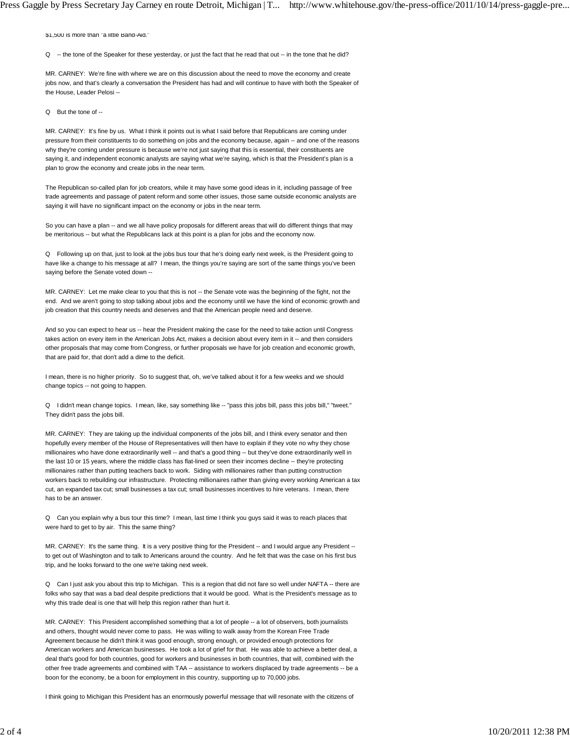$1,500 is more than "a little Band-Aid."

Q -- the tone of the Speaker for these yesterday, or just the fact that he read that out -- in the tone that he did?

MR. CARNEY: We're fine with where we are on this discussion about the need to move the economy and create jobs now, and that's clearly a conversation the President has had and will continue to have with both the Speaker of the House, Leader Pelosi --

Q But the tone of --

MR. CARNEY: It's fine by us. What I think it points out is what I said before that Republicans are coming under pressure from their constituents to do something on jobs and the economy because, again -- and one of the reasons why they're coming under pressure is because we're not just saying that this is essential, their constituents are saying it, and independent economic analysts are saying what we're saying, which is that the President's plan is a plan to grow the economy and create jobs in the near term.

The Republican so-called plan for job creators, while it may have some good ideas in it, including passage of free trade agreements and passage of patent reform and some other issues, those same outside economic analysts are saying it will have no significant impact on the economy or jobs in the near term.

So you can have a plan -- and we all have policy proposals for different areas that will do different things that may be meritorious -- but what the Republicans lack at this point is a plan for jobs and the economy now.

Q Following up on that, just to look at the jobs bus tour that he's doing early next week, is the President going to have like a change to his message at all? I mean, the things you're saying are sort of the same things you've been saying before the Senate voted down --

MR. CARNEY: Let me make clear to you that this is not -- the Senate vote was the beginning of the fight, not the end. And we aren't going to stop talking about jobs and the economy until we have the kind of economic growth and job creation that this country needs and deserves and that the American people need and deserve.

And so you can expect to hear us -- hear the President making the case for the need to take action until Congress takes action on every item in the American Jobs Act, makes a decision about every item in it -- and then considers other proposals that may come from Congress, or further proposals we have for job creation and economic growth, that are paid for, that don't add a dime to the deficit.

I mean, there is no higher priority. So to suggest that, oh, we've talked about it for a few weeks and we should change topics -- not going to happen.

Q I didn't mean change topics. I mean, like, say something like -- "pass this jobs bill, pass this jobs bill," "tweet." They didn't pass the jobs bill.

MR. CARNEY: They are taking up the individual components of the jobs bill, and I think every senator and then hopefully every member of the House of Representatives will then have to explain if they vote no why they chose millionaires who have done extraordinarily well -- and that's a good thing -- but they've done extraordinarily well in the last 10 or 15 years, where the middle class has flat-lined or seen their incomes decline -- they're protecting millionaires rather than putting teachers back to work. Siding with millionaires rather than putting construction workers back to rebuilding our infrastructure. Protecting millionaires rather than giving every working American a tax cut, an expanded tax cut; small businesses a tax cut; small businesses incentives to hire veterans. I mean, there has to be an answer.

Q Can you explain why a bus tour this time? I mean, last time I think you guys said it was to reach places that were hard to get to by air. This the same thing?

MR. CARNEY: It's the same thing. It is a very positive thing for the President -- and I would argue any President -- to get out of Washington and to talk to Americans around the country. And he felt that was the case on his first bus trip, and he looks forward to the one we're taking next week.

Q Can I just ask you about this trip to Michigan. This is a region that did not fare so well under NAFTA -- there are folks who say that was a bad deal despite predictions that it would be good. What is the President's message as to why this trade deal is one that will help this region rather than hurt it.

MR. CARNEY: This President accomplished something that a lot of people -- a lot of observers, both journalists and others, thought would never come to pass. He was willing to walk away from the Korean Free Trade Agreement because he didn't think it was good enough, strong enough, or provided enough protections for American workers and American businesses. He took a lot of grief for that. He was able to achieve a better deal, a deal that's good for both countries, good for workers and businesses in both countries, that will, combined with the other free trade agreements and combined with TAA -- assistance to workers displaced by trade agreements -- be a boon for the economy, be a boon for employment in this country, supporting up to 70,000 jobs.

I think going to Michigan this President has an enormously powerful message that will resonate with the citizens of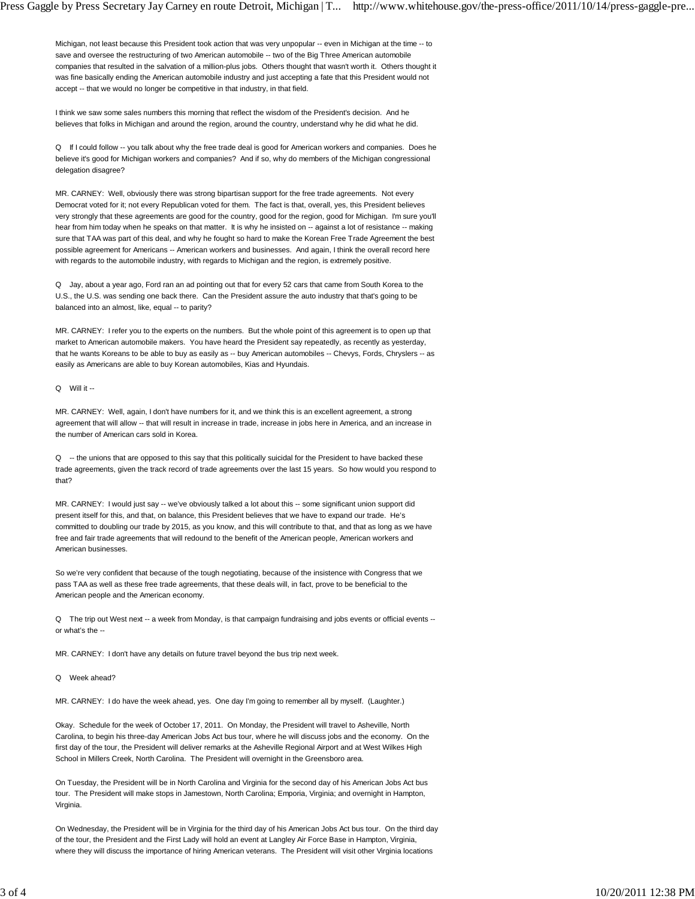Michigan, not least because this President took action that was very unpopular -- even in Michigan at the time -- to save and oversee the restructuring of two American automobile -- two of the Big Three American automobile companies that resulted in the salvation of a million-plus jobs. Others thought that wasn't worth it. Others thought it was fine basically ending the American automobile industry and just accepting a fate that this President would not accept -- that we would no longer be competitive in that industry, in that field.

I think we saw some sales numbers this morning that reflect the wisdom of the President's decision. And he believes that folks in Michigan and around the region, around the country, understand why he did what he did.

Q If I could follow -- you talk about why the free trade deal is good for American workers and companies. Does he believe it's good for Michigan workers and companies? And if so, why do members of the Michigan congressional delegation disagree?

MR. CARNEY: Well, obviously there was strong bipartisan support for the free trade agreements. Not every Democrat voted for it; not every Republican voted for them. The fact is that, overall, yes, this President believes very strongly that these agreements are good for the country, good for the region, good for Michigan. I'm sure you'll hear from him today when he speaks on that matter. It is why he insisted on -- against a lot of resistance -- making sure that TAA was part of this deal, and why he fought so hard to make the Korean Free Trade Agreement the best possible agreement for Americans -- American workers and businesses. And again, I think the overall record here with regards to the automobile industry, with regards to Michigan and the region, is extremely positive.

Q Jay, about a year ago, Ford ran an ad pointing out that for every 52 cars that came from South Korea to the U.S., the U.S. was sending one back there. Can the President assure the auto industry that that's going to be balanced into an almost, like, equal -- to parity?

MR. CARNEY: I refer you to the experts on the numbers. But the whole point of this agreement is to open up that market to American automobile makers. You have heard the President say repeatedly, as recently as yesterday, that he wants Koreans to be able to buy as easily as -- buy American automobiles -- Chevys, Fords, Chryslers -- as easily as Americans are able to buy Korean automobiles, Kias and Hyundais.

Q Will it --

MR. CARNEY: Well, again, I don't have numbers for it, and we think this is an excellent agreement, a strong agreement that will allow -- that will result in increase in trade, increase in jobs here in America, and an increase in the number of American cars sold in Korea.

Q -- the unions that are opposed to this say that this politically suicidal for the President to have backed these trade agreements, given the track record of trade agreements over the last 15 years. So how would you respond to that?

MR. CARNEY: I would just say -- we've obviously talked a lot about this -- some significant union support did present itself for this, and that, on balance, this President believes that we have to expand our trade. He's committed to doubling our trade by 2015, as you know, and this will contribute to that, and that as long as we have free and fair trade agreements that will redound to the benefit of the American people, American workers and American businesses.

So we're very confident that because of the tough negotiating, because of the insistence with Congress that we pass TAA as well as these free trade agreements, that these deals will, in fact, prove to be beneficial to the American people and the American economy.

Q The trip out West next -- a week from Monday, is that campaign fundraising and jobs events or official events -- or what's the --

MR. CARNEY: I don't have any details on future travel beyond the bus trip next week.

Q Week ahead?

MR. CARNEY: I do have the week ahead, yes. One day I'm going to remember all by myself. (Laughter.)

Okay. Schedule for the week of October 17, 2011. On Monday, the President will travel to Asheville, North Carolina, to begin his three-day American Jobs Act bus tour, where he will discuss jobs and the economy. On the first day of the tour, the President will deliver remarks at the Asheville Regional Airport and at West Wilkes High School in Millers Creek, North Carolina. The President will overnight in the Greensboro area.

On Tuesday, the President will be in North Carolina and Virginia for the second day of his American Jobs Act bus tour. The President will make stops in Jamestown, North Carolina; Emporia, Virginia; and overnight in Hampton, Virginia.

On Wednesday, the President will be in Virginia for the third day of his American Jobs Act bus tour. On the third day of the tour, the President and the First Lady will hold an event at Langley Air Force Base in Hampton, Virginia, where they will discuss the importance of hiring American veterans. The President will visit other Virginia locations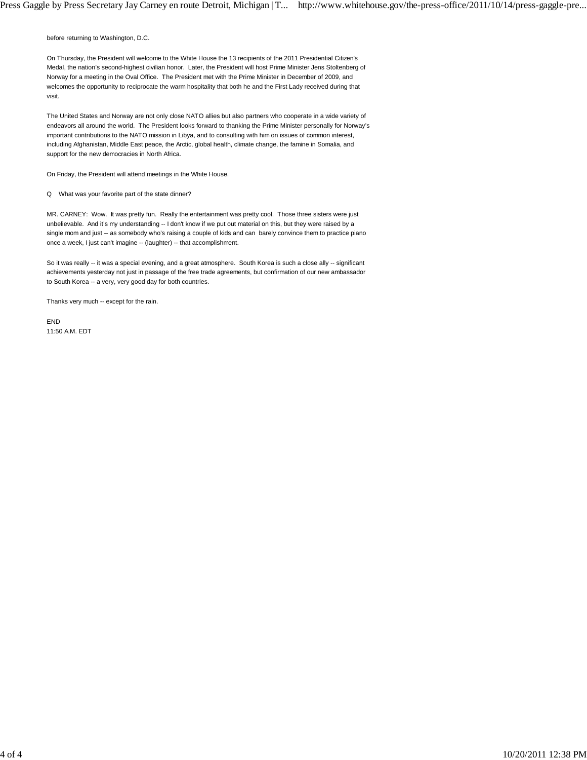before returning to Washington, D.C.

On Thursday, the President will welcome to the White House the 13 recipients of the 2011 Presidential Citizen's Medal, the nation's second-highest civilian honor. Later, the President will host Prime Minister Jens Stoltenberg of Norway for a meeting in the Oval Office. The President met with the Prime Minister in December of 2009, and welcomes the opportunity to reciprocate the warm hospitality that both he and the First Lady received during that visit.

The United States and Norway are not only close NATO allies but also partners who cooperate in a wide variety of endeavors all around the world. The President looks forward to thanking the Prime Minister personally for Norway's important contributions to the NATO mission in Libya, and to consulting with him on issues of common interest, including Afghanistan, Middle East peace, the Arctic, global health, climate change, the famine in Somalia, and support for the new democracies in North Africa.

On Friday, the President will attend meetings in the White House.

Q What was your favorite part of the state dinner?

MR. CARNEY: Wow. It was pretty fun. Really the entertainment was pretty cool. Those three sisters were just unbelievable. And it's my understanding -- I don't know if we put out material on this, but they were raised by a single mom and just -- as somebody who's raising a couple of kids and can barely convince them to practice piano once a week, I just can't imagine -- (laughter) -- that accomplishment.

So it was really -- it was a special evening, and a great atmosphere. South Korea is such a close ally -- significant achievements yesterday not just in passage of the free trade agreements, but confirmation of our new ambassador to South Korea -- a very, very good day for both countries.

Thanks very much -- except for the rain.

END
11:50 A.M. EDT